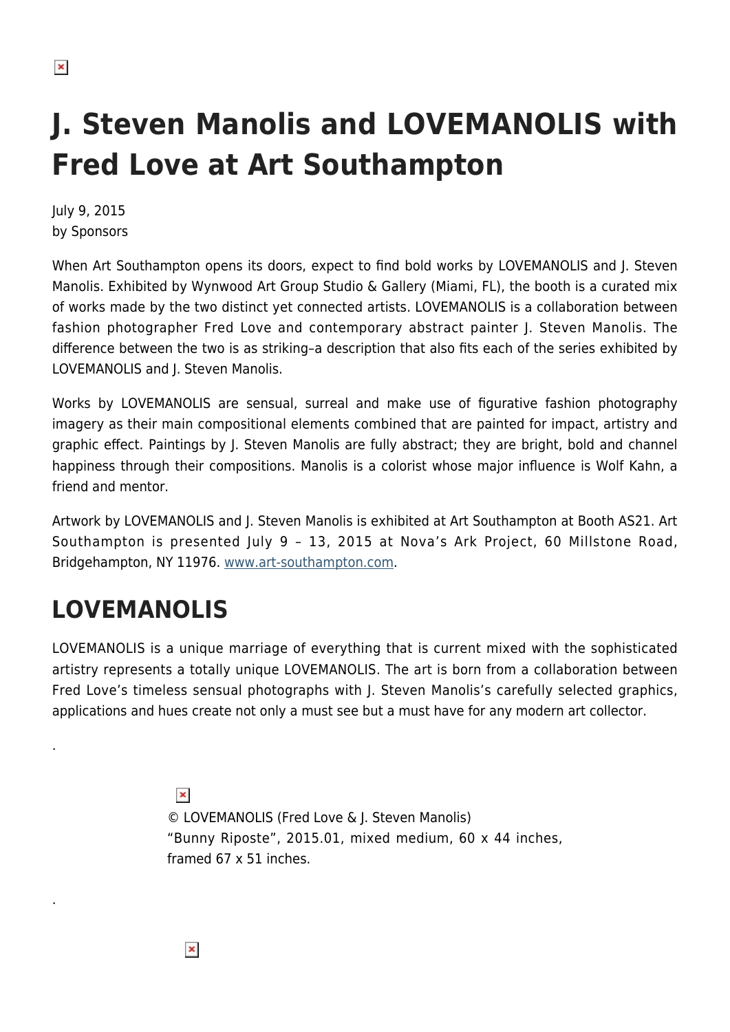# J. Steven Manolis and LOVEMANOLIS with Fred Love at Art Southampton

July 9, 2015
by Sponsors

When Art Southampton opens its doors, expect to find bold works by LOVEMANOLIS and J. Steven Manolis. Exhibited by Wynwood Art Group Studio & Gallery (Miami, FL), the booth is a curated mix of works made by the two distinct yet connected artists. LOVEMANOLIS is a collaboration between fashion photographer Fred Love and contemporary abstract painter J. Steven Manolis. The difference between the two is as striking–a description that also fits each of the series exhibited by LOVEMANOLIS and J. Steven Manolis.

Works by LOVEMANOLIS are sensual, surreal and make use of figurative fashion photography imagery as their main compositional elements combined that are painted for impact, artistry and graphic effect. Paintings by J. Steven Manolis are fully abstract; they are bright, bold and channel happiness through their compositions. Manolis is a colorist whose major influence is Wolf Kahn, a friend and mentor.

Artwork by LOVEMANOLIS and J. Steven Manolis is exhibited at Art Southampton at Booth AS21. Art Southampton is presented July 9 – 13, 2015 at Nova's Ark Project, 60 Millstone Road, Bridgehampton, NY 11976. www.art-southampton.com.

## LOVEMANOLIS

LOVEMANOLIS is a unique marriage of everything that is current mixed with the sophisticated artistry represents a totally unique LOVEMANOLIS. The art is born from a collaboration between Fred Love's timeless sensual photographs with J. Steven Manolis's carefully selected graphics, applications and hues create not only a must see but a must have for any modern art collector.

.

© LOVEMANOLIS (Fred Love & J. Steven Manolis)
"Bunny Riposte", 2015.01, mixed medium, 60 x 44 inches, framed 67 x 51 inches.

.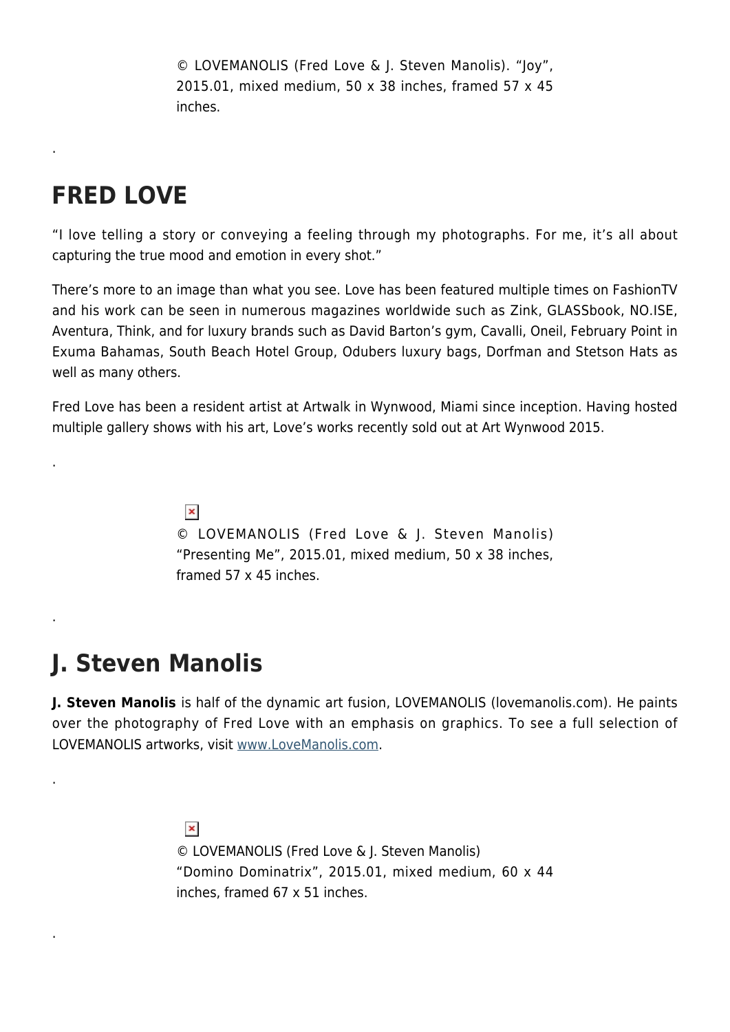© LOVEMANOLIS (Fred Love & J. Steven Manolis). “Joy”, 2015.01, mixed medium, 50 x 38 inches, framed 57 x 45 inches.

.

## FRED LOVE

“I love telling a story or conveying a feeling through my photographs. For me, it’s all about capturing the true mood and emotion in every shot.”

There’s more to an image than what you see. Love has been featured multiple times on FashionTV and his work can be seen in numerous magazines worldwide such as Zink, GLASSbook, NO.ISE, Aventura, Think, and for luxury brands such as David Barton’s gym, Cavalli, Oneil, February Point in Exuma Bahamas, South Beach Hotel Group, Odubers luxury bags, Dorfman and Stetson Hats as well as many others.

Fred Love has been a resident artist at Artwalk in Wynwood, Miami since inception. Having hosted multiple gallery shows with his art, Love’s works recently sold out at Art Wynwood 2015.

.

© LOVEMANOLIS (Fred Love & J. Steven Manolis) “Presenting Me”, 2015.01, mixed medium, 50 x 38 inches, framed 57 x 45 inches.

.

## J. Steven Manolis

**J. Steven Manolis** is half of the dynamic art fusion, LOVEMANOLIS (lovemanolis.com). He paints over the photography of Fred Love with an emphasis on graphics. To see a full selection of LOVEMANOLIS artworks, visit www.LoveManolis.com.

.

© LOVEMANOLIS (Fred Love & J. Steven Manolis) “Domino Dominatrix”, 2015.01, mixed medium, 60 x 44 inches, framed 67 x 51 inches.

.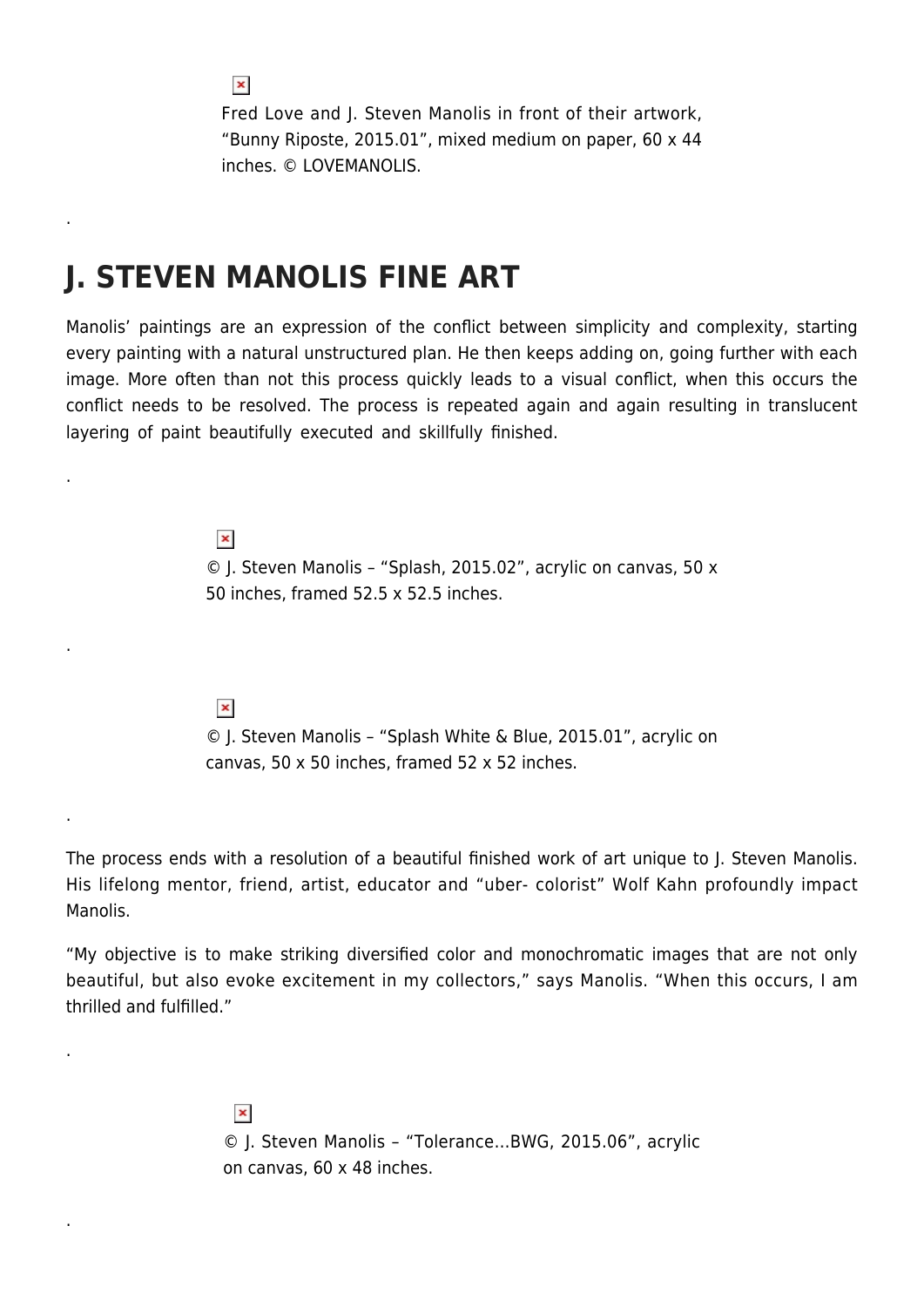Fred Love and J. Steven Manolis in front of their artwork, "Bunny Riposte, 2015.01", mixed medium on paper, 60 x 44 inches. © LOVEMANOLIS.

.

## J. STEVEN MANOLIS FINE ART

Manolis' paintings are an expression of the conflict between simplicity and complexity, starting every painting with a natural unstructured plan. He then keeps adding on, going further with each image. More often than not this process quickly leads to a visual conflict, when this occurs the conflict needs to be resolved. The process is repeated again and again resulting in translucent layering of paint beautifully executed and skillfully finished.

.

© J. Steven Manolis – "Splash, 2015.02", acrylic on canvas, 50 x 50 inches, framed 52.5 x 52.5 inches.

.

© J. Steven Manolis – "Splash White & Blue, 2015.01", acrylic on canvas, 50 x 50 inches, framed 52 x 52 inches.

.

The process ends with a resolution of a beautiful finished work of art unique to J. Steven Manolis. His lifelong mentor, friend, artist, educator and "uber- colorist" Wolf Kahn profoundly impact Manolis.

"My objective is to make striking diversified color and monochromatic images that are not only beautiful, but also evoke excitement in my collectors," says Manolis. "When this occurs, I am thrilled and fulfilled."

.

© J. Steven Manolis – "Tolerance…BWG, 2015.06", acrylic on canvas, 60 x 48 inches.

.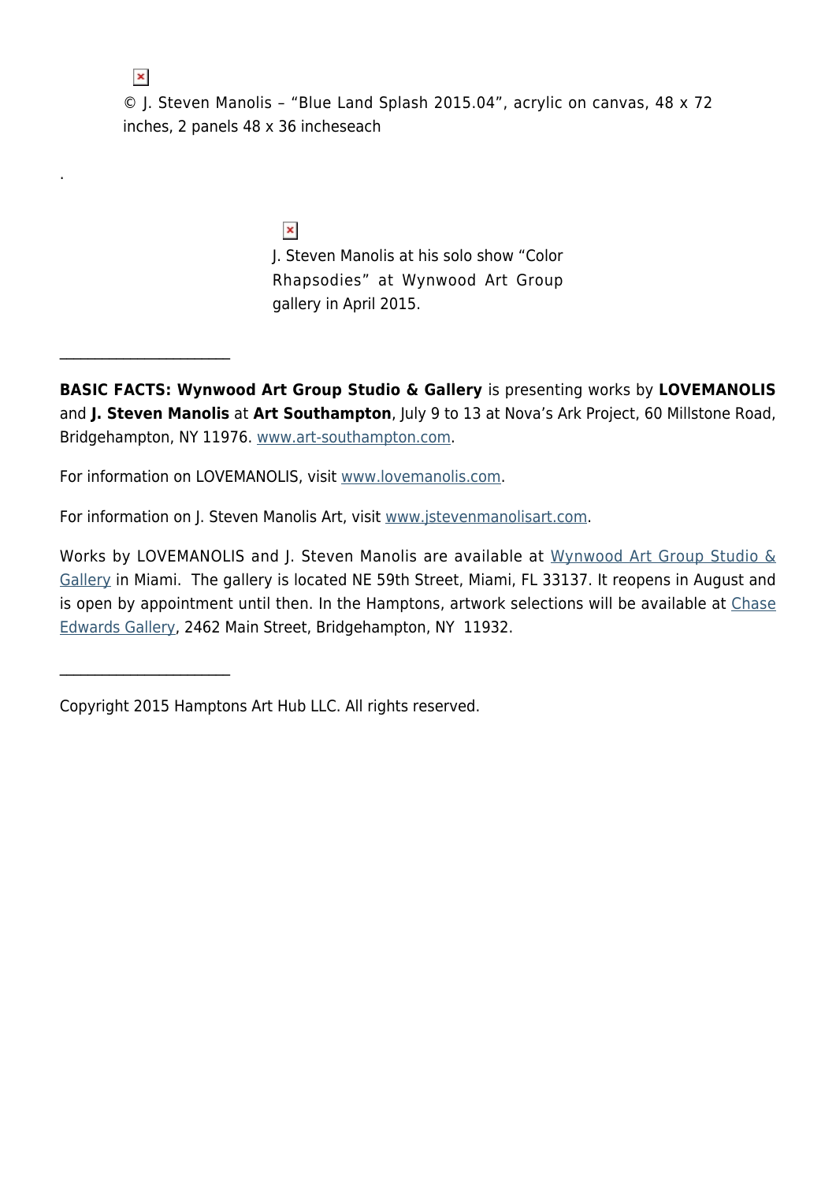© J. Steven Manolis – "Blue Land Splash 2015.04", acrylic on canvas, 48 x 72 inches, 2 panels 48 x 36 incheseach

.

J. Steven Manolis at his solo show "Color Rhapsodies" at Wynwood Art Group gallery in April 2015.

\_\_\_\_\_\_\_\_\_\_\_\_\_\_\_\_\_\_\_\_\_\_\_

**BASIC FACTS: Wynwood Art Group Studio & Gallery** is presenting works by **LOVEMANOLIS** and **J. Steven Manolis** at **Art Southampton**, July 9 to 13 at Nova's Ark Project, 60 Millstone Road, Bridgehampton, NY 11976. www.art-southampton.com.

For information on LOVEMANOLIS, visit www.lovemanolis.com.

For information on J. Steven Manolis Art, visit www.jstevenmanolisart.com.

Works by LOVEMANOLIS and J. Steven Manolis are available at Wynwood Art Group Studio & Gallery in Miami. The gallery is located NE 59th Street, Miami, FL 33137. It reopens in August and is open by appointment until then. In the Hamptons, artwork selections will be available at Chase Edwards Gallery, 2462 Main Street, Bridgehampton, NY 11932.

\_\_\_\_\_\_\_\_\_\_\_\_\_\_\_\_\_\_\_\_\_\_\_

Copyright 2015 Hamptons Art Hub LLC. All rights reserved.